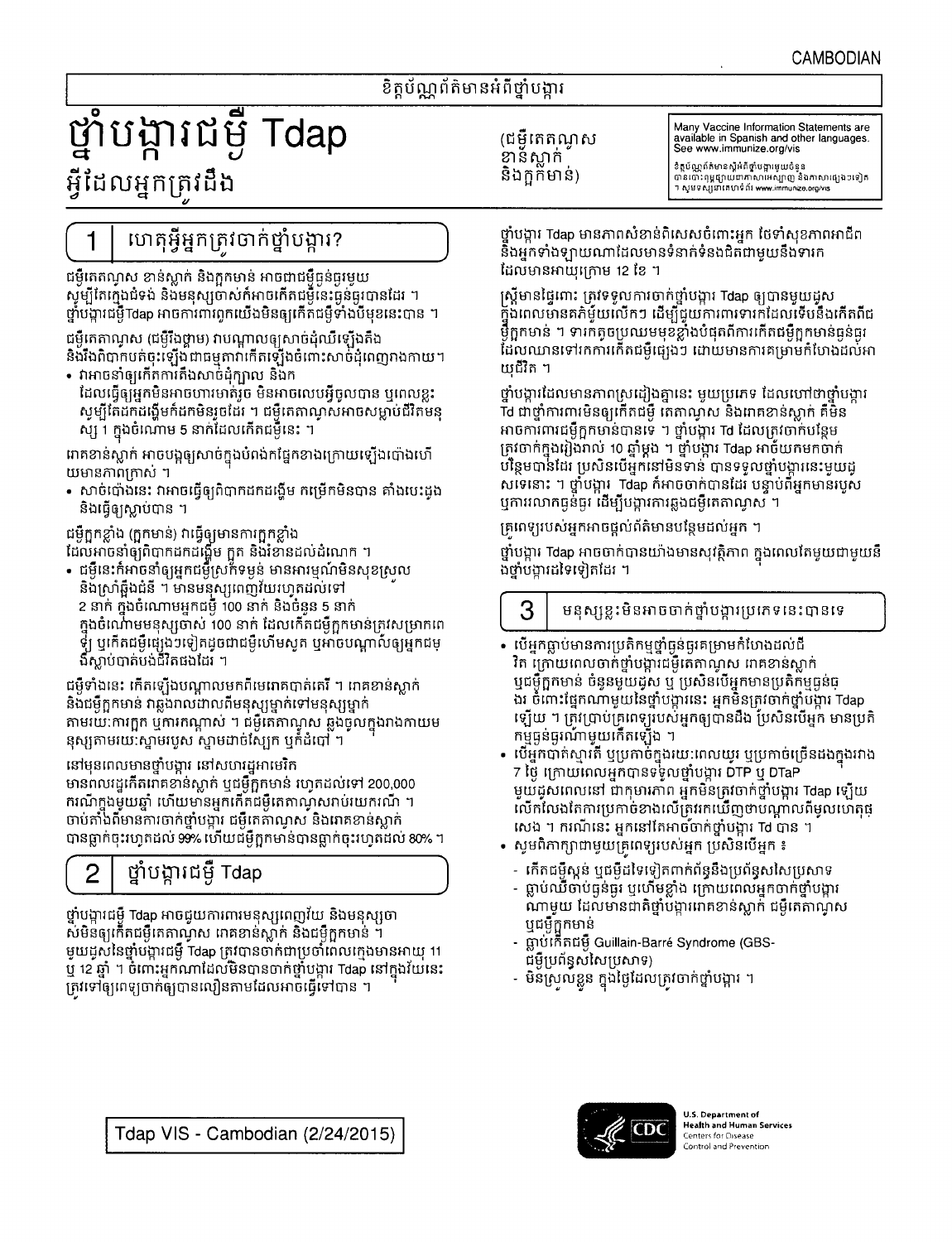CAMBODIAN

ខិត្តប័ណ្ណព័ត៌មានអំពីថ្នាំបង្ការ

# ថ្នាំបង្ការជម្ងឺ Tdap

## អ្វីដែលអ្នកត្រូវដឹង

(ជម្ងឺតេតាណូស ខាន់ស្លាក់ និងក្អកមាន់)

Many Vaccine Information Statements are available in Spanish and other languages. See www.immunize.org/vis

ខិត្តប័ណ្ណព័ត៌មានស្ដីអំពីថ្នាំបង្ការមួយចំនួន បានបោះពុម្ពផ្សាយជាភាសាអេស្ប៉ាញ និងភាសាផ្សេងៗទៀត ។ សូមមើលគេហទំព័រ www.immunize.org/vis

## 1 ហេតុអ្វីអ្នកត្រូវចាក់ថ្នាំបង្ការ?

ជម្ងឺតេតាណូស ខាន់ស្លាក់ និងក្អកមាន់ អាចជាជម្ងឺធ្ងន់ធ្ងរមួយ សូម្បីតែក្នុងជំទង់ និងមនុស្សចាស់ក៏អាចកើតជម្ងឺនេះធ្ងន់ធ្ងរបានដែរ ។ ថ្នាំបង្ការជម្ងឺTdap អាចការពារពួកយើងមិនឲ្យកើតជម្ងឺទាំងបីមុខនេះបាន ។

ជម្ងឺតេតាណូស (ជម្ងឺរឹងថ្គាម) វាបណ្ដាលឲ្យសាច់ដុំឈឺឡើងតឹង និងរឹងពិបាកបត់ចុះឡើងជាធម្មតាវាកើតឡើងចំពោះសាច់ដុំពេញរាងកាយ។

- វាអាចនាំឲ្យកើតការតឹងសាច់ដុំក្បាល និងក ដែលធ្វើឲ្យអ្នកមិនអាចហារមាត់រួច មិនអាចលេបអ្វីចូលបាន ឬពេលខ្លះ សូម្បីតែដកដង្ហើមក៏ដកមិនរួចដែរ ។ ជម្ងឺតេតាណូសអាចសម្លាប់ជីវិតមនុស្ស 1 ក្នុងចំណោម 5 នាក់ដែលកើតជម្ងឺនេះ ។

រោគខាន់ស្លាក់ អាចបង្កឲ្យសាច់ក្នុងបំពង់ផ្នែកខាងក្រោយឡើងប៉ោងហើយមានភាពក្រាស់ ។

- សាច់ប៉ោងនេះ វាអាចធ្វើឲ្យពិបាកដកដង្ហើម កម្រើកមិនបាន គាំងបេះដូង និងធ្វើឲ្យស្លាប់បាន ។

ជម្ងឺក្អកខ្លាំង (ក្អកមាន់) វាធ្វើឲ្យមានការក្អកខ្លាំង ដែលអាចនាំឲ្យពិបាកដកដង្ហើម ក្អួត និងរំខានដល់ដំណេក ។

- ជម្ងឺនេះក៏អាចនាំឲ្យអ្នកជម្ងឺស្រកទម្ងន់ មានអារម្មណ៍មិនសុខស្រួល និងស្រាំឆ្អឹងជំនីរ ។ មានមនុស្សពេញវ័យហូតដល់ទៅ 2 នាក់ ក្នុងចំណោមអ្នកជម្ងឺ 100 នាក់ និងចំនួន 5 នាក់ ក្នុងចំណោមមនុស្សចាស់ 100 នាក់ ដែលកើតជម្ងឺក្អកមាន់ត្រូវសម្រាកពេទ្យ ឬកើតជម្ងឺផ្សេងៗទៀតដូចជាជម្ងឺហើមសួត ឬអាចបណ្ដាលឲ្យអ្នកជម្ងឺស្លាប់បាត់បង់ជីវិតផងដែរ ។

ជម្ងឺទាំងនេះ កើតឡើងបណ្ដាលមកពីមេរោគបាក់តេរី ។ រោគខាន់ស្លាក់ និងជម្ងឺក្អកមាន់ វាឆ្លងរាលដាលពីមនុស្សម្នាក់ទៅមនុស្សម្នាក់ តាមរយៈការក្អក ឬការកណ្ដាស់ ។ ជម្ងឺតេតាណូស ឆ្លងចូលក្នុងរាងកាយមនុស្សតាមរយៈស្នាមរបួស ស្នាមដាច់ស្បែក ឬក៏ដំបៅ ។

នៅមុនពេលមានថ្នាំបង្ការ នៅសហរដ្ឋអាមេរិក មានពលរដ្ឋកើតរោគខាន់ស្លាក់ ឬជម្ងឺក្អកមាន់ ហូតដល់ទៅ 200,000 ករណីក្នុងមួយឆ្នាំ ហើយមានអ្នកកើតជម្ងឺតេតាណូសរាប់រយករណី ។ ចាប់តាំងពីមានការចាក់ថ្នាំបង្ការ ជម្ងឺតេតាណូស និងរោគខាន់ស្លាក់ បានធ្លាក់ចុះហូតដល់ 99% ហើយជម្ងឺក្អកមាន់បានធ្លាក់ចុះហូតដល់ 80% ។

## 2 ថ្នាំបង្ការជម្ងឺ Tdap

ថ្នាំបង្ការជម្ងឺ Tdap អាចជួយការពារមនុស្សពេញវ័យ និងមនុស្សចាស់មិនឲ្យកើតជម្ងឺតេតាណូស រោគខាន់ស្លាក់ និងជម្ងឺក្អកមាន់ ។ មួយដូសនៃថ្នាំបង្ការជម្ងឺ Tdap ត្រូវបានចាក់ជាប្រចាំពេលក្មេងមានអាយុ 11 ឬ 12 ឆ្នាំ ។ ចំពោះអ្នកណាដែលមិនបានចាក់ថ្នាំបង្ការ Tdap នៅក្នុងវ័យនេះ ត្រូវទៅឲ្យពេទ្យចាក់ឲ្យបានលឿនតាមដែលអាចធ្វើទៅបាន ។

ថ្នាំបង្ការ Tdap មានភាពសំខាន់ពិសេសចំពោះអ្នក ថែទាំសុខភាពអាជីព និងអ្នកទាំងឡាយណាដែលមានទំនាក់ទំនងជិតជាមួយនឹងទារកដែលមានអាយុក្រោម 12 ខែ ។

ស្ត្រីមានផ្ទៃពោះ ត្រូវទទួលការចាក់ថ្នាំបង្ការ Tdap ឲ្យបានមួយដូស ក្នុងពេលមានគភ៌ម្ដងៗ ដើម្បីជួយការពារទារកដែលទើបនឹងកើតពីជម្ងឺក្អកមាន់ ។ ទារកតូចប្រឈមមុខខ្លាំងបំផុតពីការកើតជម្ងឺក្អកមាន់ធ្ងន់ធ្ងរ ដែលឈានទៅរកការកើតជម្ងឺផ្សេងៗ ដោយមានការគម្រាមកំហែងដល់អាយុជីវិត ។

ថ្នាំបង្ការដែលមានភាពស្រដៀងគ្នានេះ មួយប្រភេទ ដែលហៅថាថ្នាំបង្ការ Td ជាថ្នាំការពារមិនឲ្យកើតជម្ងឺ តេតាណូស និងរោគខាន់ស្លាក់ គឺមិនអាចការពារជម្ងឺក្អកមាន់បានទេ ។ ថ្នាំបង្ការ Td ដែលត្រូវចាក់បន្ថែម ត្រូវចាក់ក្នុងរៀងរាល់ 10 ឆ្នាំម្ដង ។ ថ្នាំបង្ការ Tdap អាចយកមកចាក់បន្ថែមបានដែរ ប្រសិនបើអ្នកនៅមិនទាន់ បានទទួលថ្នាំបង្ការនេះមួយដូសទេនោះ ។ ថ្នាំបង្ការ Tdap ក៏អាចចាក់បានដែរ បន្ទាប់ពីអ្នកមានរបួស ឬការលាកធ្ងន់ធ្ងរ ដើម្បីបង្ការការឆ្លងជម្ងឺតេតាណូស ។

គ្រូពេទ្យរបស់អ្នកអាចផ្ដល់ព័ត៌មានបន្ថែមដល់អ្នក ។

ថ្នាំបង្ការ Tdap អាចចាក់បានយ៉ាងមានសុវត្ថិភាព ក្នុងពេលតែមួយជាមួយនឹងថ្នាំបង្ការដទៃទៀតដែរ ។

## 3 មនុស្សខ្លះមិនអាចចាក់ថ្នាំបង្ការប្រភេទនេះបានទេ

- បើអ្នកធ្លាប់មានការប្រតិកម្មថ្នាំធ្ងន់ធ្ងរគម្រាមកំហែងដល់ជីវិត ក្រោយពេលចាក់ថ្នាំបង្ការជម្ងឺតេតាណូស រោគខាន់ស្លាក់ ឬជម្ងឺក្អកមាន់ ចំនួនមួយដូស ឬ ប្រសិនបើអ្នកមានប្រតិកម្មធ្ងន់ធ្ងរ ចំពោះផ្នែកណាមួយនៃថ្នាំបង្ការនេះ អ្នកមិនត្រូវចាក់ថ្នាំបង្ការ Tdap ឡើយ ។ ត្រូវប្រាប់គ្រូពេទ្យរបស់អ្នកឲ្យបានដឹង ប្រសិនបើអ្នក មានប្រតិកម្មធ្ងន់ធ្ងរណាមួយកើតឡើង ។
- បើអ្នកបាត់ស្មារតី ឬប្រកាច់ក្នុងរយៈពេលយូរ ឬប្រកាច់ច្រើនដងក្នុងរវាង 7 ថ្ងៃ ក្រោយពេលអ្នកបានទទួលថ្នាំបង្ការ DTP ឬ DTaP មួយដូសពេលនៅ ជាកុមារភាព អ្នកមិនត្រូវចាក់ថ្នាំបង្ការ Tdap ឡើយ លើកលែងតែការប្រកាច់ខាងលើត្រូវរកឃើញថាបណ្ដាលពីមូលហេតុផ្សេង ។ ករណីនេះ អ្នកនៅតែអាចចាក់ថ្នាំបង្ការ Td បាន ។
- សូមពិភាក្សាជាមួយគ្រូពេទ្យរបស់អ្នក ប្រសិនបើអ្នក ៖
  - កើតជម្ងឺស្កន់ ឬជម្ងឺដទៃទៀតទាក់ព័ន្ធនឹងប្រព័ន្ធសរសៃប្រសាទ
  - ធ្លាប់ឈឺចាប់ធ្ងន់ធ្ងរ ឬហើមខ្លាំង ក្រោយពេលអ្នកចាក់ថ្នាំបង្ការណាមួយ ដែលមានជាតិថ្នាំបង្ការរោគខាន់ស្លាក់ ជម្ងឺតេតាណូស ឬជម្ងឺក្អកមាន់
  - ធ្លាប់កើតជម្ងឺ Guillain-Barré Syndrome (GBS- ជម្ងឺប្រព័ន្ធសរសៃប្រសាទ)
  - មិនស្រួលខ្លួន ក្នុងថ្ងៃដែលត្រូវចាក់ថ្នាំបង្ការ ។

Tdap VIS - Cambodian (2/24/2015)

U.S. Department of Health and Human Services
Centers for Disease Control and Prevention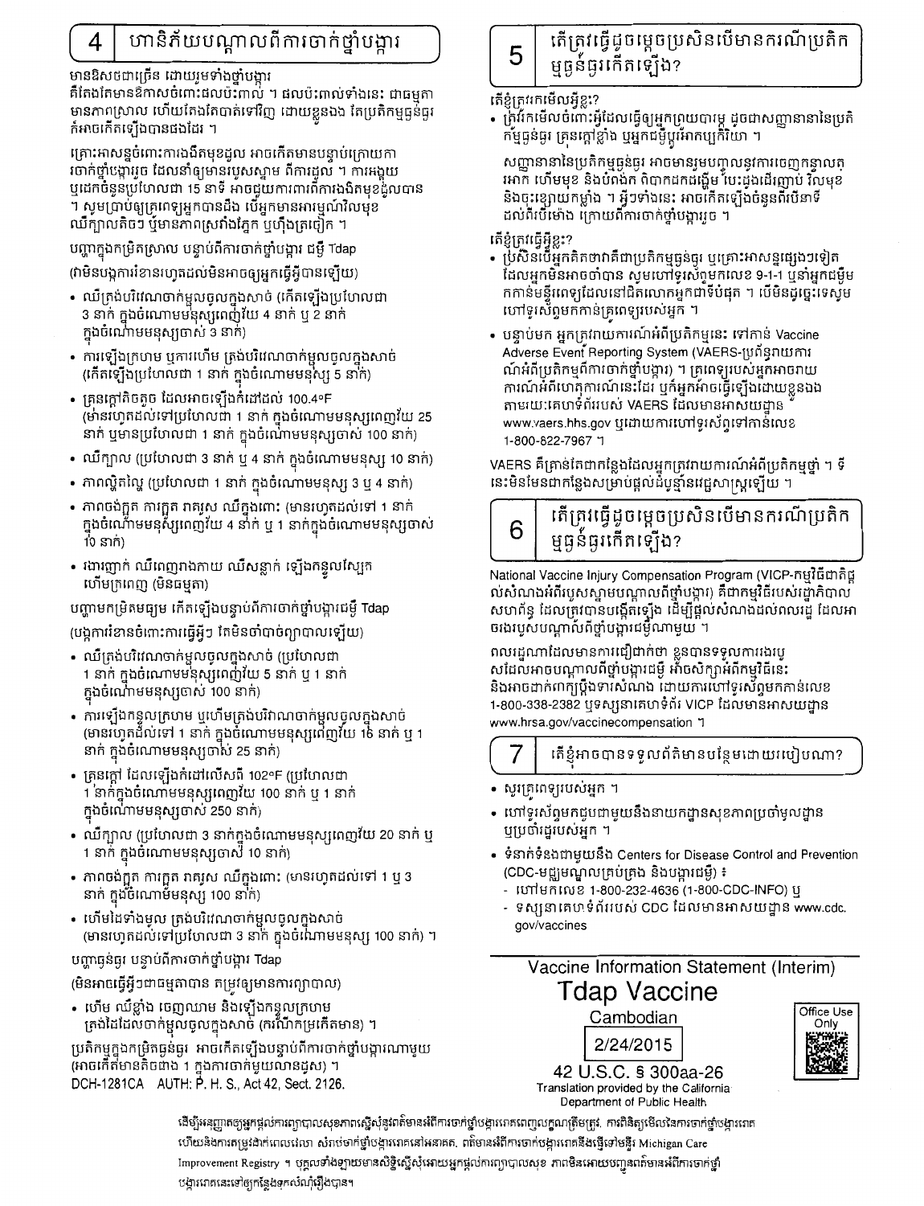## 4 ហានិភ័យបណ្ដាលពីការចាក់ថ្នាំបង្ការ

មាននិសថជាច្រើន ដោយរួមទាំងថ្នាំបង្ការ គឺតែងតែមាននិកាសចំពោះផលប៉ះពាល់ ។ ផលប៉ះពាល់ទាំងនេះ ជាធម្មតាមានភាពស្រាល ហើយតែងតែបាត់ទៅវិញ ដោយខ្លួនឯង តែប្រតិកម្មធ្ងន់ធ្ងរក៏អាចកើតឡើងបានផងដែរ ។

គ្រោះសន្លប់ចំពោះការងងឹតមុខដួល អាចកើតមានបន្ទាប់ក្រោយការចាក់ថ្នាំបង្ការរួច ដែលនាំឲ្យមានរបួសស្នាម ពីការដួល ។ ការអង្គុយ ឬដេកចំនួនប្រហែលជា 15 នាទី អាចជួយការពារពីការងងឹតមុខដួលបាន ។ សូមប្រាប់ឲ្យគ្រូពេទ្យអ្នកបានដឹង បើអ្នកមានអារម្មណ៍វិលមុខ ឈឺក្បាលតិចៗ ឬមានភាពស្រវាំងភ្នែក ឬហ៊ឹងត្រចៀក ។

បញ្ហាក្នុងកម្រិតស្រាល បន្ទាប់ពីការចាក់ថ្នាំបង្ការ ជម្ងឺ Tdap

(វាមិនបង្កការរំខានហេតុដល់មិនអាចឲ្យអ្នកធ្វើអ្វីបានឡើយ)

- ឈឺត្រង់បរិវេណចាក់មួលចូលក្នុងសាច់ (កើតឡើងប្រហែលជា 3 នាក់ ក្នុងចំណោមមនុស្សពេញវ័យ 4 នាក់ ឬ 2 នាក់ ក្នុងចំណោមមនុស្សចាស់ 3 នាក់)
- ការឡើងក្រហម ឬការហើម ត្រង់បរិវេណចាក់មួលចូលក្នុងសាច់ (កើតឡើងប្រហែលជា 1 នាក់ ក្នុងចំណោមមនុស្ស 5 នាក់)
- គ្រុនក្ដៅតិចតួច ដែលអាចឡើងកំដៅដល់ 100.4°F (មានហេតុដល់ទៅប្រហែលជា 1 នាក់ ក្នុងចំណោមមនុស្សពេញវ័យ 25 នាក់ ឬមានប្រហែលជា 1 នាក់ ក្នុងចំណោមមនុស្សចាស់ 100 នាក់)
- ឈឺក្បាល (ប្រហែលជា 3 នាក់ ឬ 4 នាក់ ក្នុងចំណោមមនុស្ស 10 នាក់)
- ភាពលំបាកល្ហែ (ប្រហែលជា 1 នាក់ ក្នុងចំណោមមនុស្ស 3 ឬ 4 នាក់)
- ភាពចង់ក្អួត ការក្អួត រាគរូស ឈឺក្នុងពោះ (មានហេតុដល់ទៅ 1 នាក់ ក្នុងចំណោមមនុស្សពេញវ័យ 4 នាក់ ឬ 1 នាក់ក្នុងចំណោមមនុស្សចាស់ 10 នាក់)
- រងារញាក់ ឈឺពេញរាងកាយ ឈឺសន្លាក់ ឡើងកន្ទួលស្បែក ហើមក្រពេញ (មិនធម្មតា)

បញ្ហាកម្រិតមធ្យម កើតឡើងបន្ទាប់ពីការចាក់ថ្នាំបង្ការជម្ងឺ Tdap

(បង្កការរំខានចំពោះការធ្វើអ្វីៗ តែមិនចាំបាច់ព្យាបាលឡើយ)

- ឈឺត្រង់បរិវេណចាក់មួលចូលក្នុងសាច់ (ប្រហែលជា 1 នាក់ ក្នុងចំណោមមនុស្សពេញវ័យ 5 នាក់ ឬ 1 នាក់ ក្នុងចំណោមមនុស្សចាស់ 100 នាក់)
- ការឡើងកន្ទួលក្រហម ឬហើមត្រង់បរិវេណចាក់មួលចូលក្នុងសាច់ (មានហេតុដល់ទៅ 1 នាក់ ក្នុងចំណោមមនុស្សពេញវ័យ 16 នាក់ ឬ 1 នាក់ ក្នុងចំណោមមនុស្សចាស់ 25 នាក់)
- គ្រុនក្ដៅ ដែលឡើងកំដៅលើសពី 102°F (ប្រហែលជា 1 នាក់ក្នុងចំណោមមនុស្សពេញវ័យ 100 នាក់ ឬ 1 នាក់ ក្នុងចំណោមមនុស្សចាស់ 250 នាក់)
- ឈឺក្បាល (ប្រហែលជា 3 នាក់ក្នុងចំណោមមនុស្សពេញវ័យ 20 នាក់ ឬ 1 នាក់ ក្នុងចំណោមមនុស្សចាស់ 10 នាក់)
- ភាពចង់ក្អួត ការក្អួត រាគរូស ឈឺក្នុងពោះ (មានហេតុដល់ទៅ 1 ឬ 3 នាក់ ក្នុងចំណោមមនុស្ស 100 នាក់)
- ហើមដៃទាំងមូល ត្រង់បរិវេណចាក់មួលចូលក្នុងសាច់ (មានហេតុដល់ទៅប្រហែលជា 3 នាក់ ក្នុងចំណោមមនុស្ស 100 នាក់) ។

បញ្ហាធ្ងន់ធ្ងរ បន្ទាប់ពីការចាក់ថ្នាំបង្ការ Tdap

(មិនអាចធ្វើអ្វីៗជាធម្មតាបាន តម្រូវឲ្យមានការព្យាបាល)

- ហើម ឈឺខ្លាំង ចេញឈាម និងឡើងកន្ទួលក្រហម ត្រង់ដៃដែលចាក់មួលចូលក្នុងសាច់ (ករណីកម្រកើតមាន) ។

ប្រតិកម្មក្នុងកម្រិតធ្ងន់ធ្ងរ អាចកើតឡើងបន្ទាប់ពីការចាក់ថ្នាំបង្ការណាមួយ (អាចកើតមានតិចជាង 1 ក្នុងការចាក់មួយលានដូស) ។

## 5 តើត្រូវធ្វើដូចម្ដេចប្រសិនបើមានករណីប្រតិកម្មធ្ងន់ធ្ងរកើតឡើង?

តើខ្ញុំត្រូវមើលអ្វីខ្លះ?

- ត្រូវរកមើលចំពោះអ្វីដែលធ្វើឲ្យអ្នកព្រួយបារម្ភ ដូចជាសញ្ញានានានៃប្រតិកម្មធ្ងន់ធ្ងរ គ្រុនក្ដៅខ្លាំង ឬអាកប្បកិរិយាប្លែកៗ ។

សញ្ញានានានៃប្រតិកម្មធ្ងន់ធ្ងរ អាចមានរួមបញ្ចូលនូវការចេញកន្ទាលកអរក ហើមមុខ និងបំពង់ក ពិបាកដកដង្ហើម បេះដូងដើរញាប់ វិលមុខ និងចុះខ្សោយកម្លាំង ។ អ្វីៗទាំងនេះ អាចកើតឡើងចំនួនពីរបីនាទីដល់ពីរបីម៉ោង ក្រោយពីការចាក់ថ្នាំបង្ការរួច ។

តើខ្ញុំត្រូវធ្វើអ្វីខ្លះ?

- ប្រសិនបើអ្នកគិតថាវាគឺជាប្រតិកម្មធ្ងន់ធ្ងរ ឬគ្រោះអាសន្នផ្សេងៗទៀត ដែលអ្នកមិនអាចចាំបាន សូមហៅទូរស័ព្ទមកលេខ 9-1-1 ឬនាំអ្នកជម្ងឺមកកាន់មន្ទីរពេទ្យដែលនៅជិតលោកអ្នកជាទីបំផុត ។ បើមិនដូច្នេះទេសូមហៅទូរស័ព្ទមកកាន់គ្រូពេទ្យរបស់អ្នក ។
- បន្ទាប់មក អ្នកត្រូវរាយការណ៍អំពីប្រតិកម្មនេះ ទៅកាន់ Vaccine Adverse Event Reporting System (VAERS-ប្រព័ន្ធរាយការណ៍អំពីប្រតិកម្មពីការចាក់ថ្នាំបង្ការ) ។ គ្រូពេទ្យរបស់អ្នកអាចរាយការណ៍អំពីហេតុការណ៍នេះដែរ ឬក៏អ្នកអាចធ្វើឡើងដោយខ្លួនឯង តាមរយៈគេហទំព័ររបស់ VAERS ដែលមានអាសយដ្ឋាន www.vaers.hhs.gov ឬដោយការហៅទូរស័ព្ទទៅកាន់លេខ 1-800-822-7967 ។

VAERS គឺគ្រាន់តែជាកន្លែងដែលអ្នកត្រូវរាយការណ៍អំពីប្រតិកម្មថ្នាំ ។ ទីនេះមិនមែនជាកន្លែងសម្រាប់ផ្ដល់ដំបូន្មានវេជ្ជសាស្ត្រឡើយ ។

## 6 តើត្រូវធ្វើដូចម្ដេចប្រសិនបើមានករណីប្រតិកម្មធ្ងន់ធ្ងរកើតឡើង?

National Vaccine Injury Compensation Program (VICP-កម្មវិធីជាតិផ្ដល់សំណងអំពីរបួសស្នាមបណ្ដាលពីថ្នាំបង្ការ) គឺជាកម្មវិធីរបស់រដ្ឋាភិបាលសហព័ន្ធ ដែលត្រូវបានបង្កើតឡើង ដើម្បីផ្ដល់សំណងដល់ពលរដ្ឋ ដែលអាចរងរបួសបណ្ដាលពីថ្នាំបង្ការជម្ងឺណាមួយ ។

ពលរដ្ឋណាដែលមានការជឿជាក់ថា ខ្លួនបានទទួលការរងរបួសដែលអាចបណ្ដាលពីថ្នាំបង្ការជម្ងឺ អាចសិក្សាអំពីកម្មវិធីនេះ និងអាចដាក់ពាក្យប្ដឹងទារសំណង ដោយការហៅទូរស័ព្ទមកកាន់លេខ 1-800-338-2382 ឬទស្សនាគេហទំព័រ VICP ដែលមានអាសយដ្ឋាន www.hrsa.gov/vaccinecompensation ។

## 7 តើខ្ញុំអាចបានទទួលព័ត៌មានបន្ថែមដោយរបៀបណា?

- សួរគ្រូពេទ្យរបស់អ្នក ។
- ហៅទូរស័ព្ទមកជួបជាមួយនឹងនាយកដ្ឋានសុខភាពប្រចាំមូលដ្ឋាន ឬប្រចាំរដ្ឋរបស់អ្នក ។
- ទំនាក់ទំនងជាមួយនឹង Centers for Disease Control and Prevention (CDC-មជ្ឈមណ្ឌលគ្រប់គ្រង និងបង្ការជម្ងឺ)៖
  - ហៅមកលេខ 1-800-232-4636 (1-800-CDC-INFO) ឬ
  - ទស្សនាគេហទំព័ររបស់ CDC ដែលមានអាសយដ្ឋាន www.cdc.gov/vaccines

Vaccine Information Statement (Interim)

**Tdap Vaccine**

Cambodian

2/24/2015

42 U.S.C. § 300aa-26

Translation provided by the California Department of Public Health

Office Use Only

DCH-1281CA AUTH: P. H. S., Act 42, Sect. 2126.

ដើម្បីអនុញ្ញាតឲ្យអ្នកផ្ដល់ការព្យាបាលសុខភាពស្នើសុំនូវព័ត៌មានអំពីការចាក់ថ្នាំបង្ការរោគពេញលក្ខណៈត្រឹមត្រូវ ការពិនិត្យមើលនៃការចាក់ថ្នាំបង្ការរោគ ហើយនិងការតម្រូវដាក់ពេលវេលា សំរាប់ចាក់ថ្នាំបង្ការរោគនៅអនាគត ព័ត៌មានអំពីការចាក់បង្ការរោគនឹងផ្ញើទៅមន្ទីរ Michigan Care Improvement Registry ។ បុគ្គលទាំងឡាយមានសិទ្ធិស្នើសុំអោយអ្នកផ្ដល់ការព្យាបាលសុខ ភាពមិនអោយបញ្ជូនព័ត៌មានអំពីការចាក់ថ្នាំបង្ការរោគនេះទៅឲ្យកន្លែងទុកសំណុំរឿងបាន។